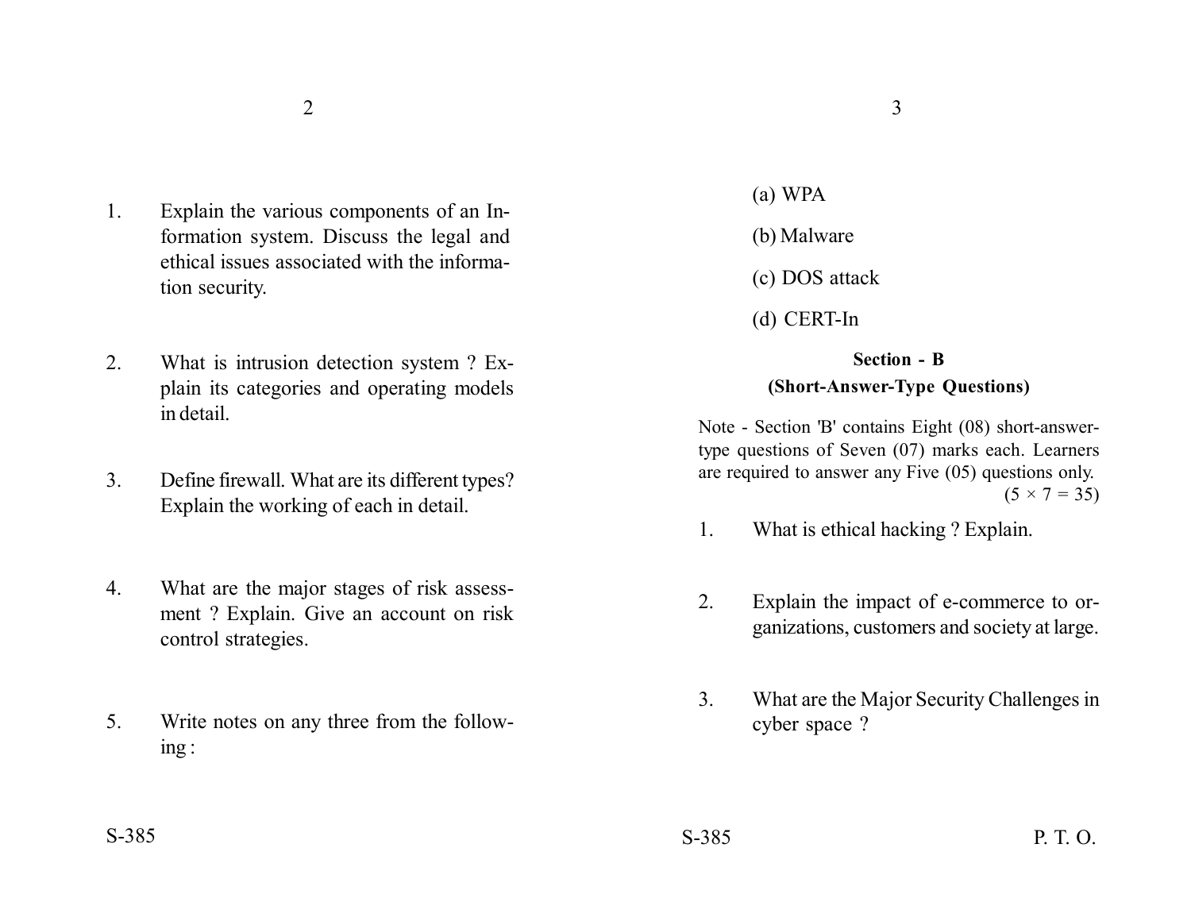1. Explain the various components of an Information system. Discuss the legal and ethical issues associated with the information security.

2. What is intrusion detection system ? Explain its categories and operating models in detail.

3. Define firewall. What are its different types? Explain the working of each in detail.

4. What are the major stages of risk assessment ? Explain. Give an account on risk control strategies.

5. Write notes on any three from the following :

   (a) WPA

   (b) Malware

   (c) DOS attack

   (d) CERT-In

## Section - B
### (Short-Answer-Type Questions)

Note - Section 'B' contains Eight (08) short-answer-type questions of Seven (07) marks each. Learners are required to answer any Five (05) questions only. (5 × 7 = 35)

1. What is ethical hacking ? Explain.

2. Explain the impact of e-commerce to organizations, customers and society at large.

3. What are the Major Security Challenges in cyber space ?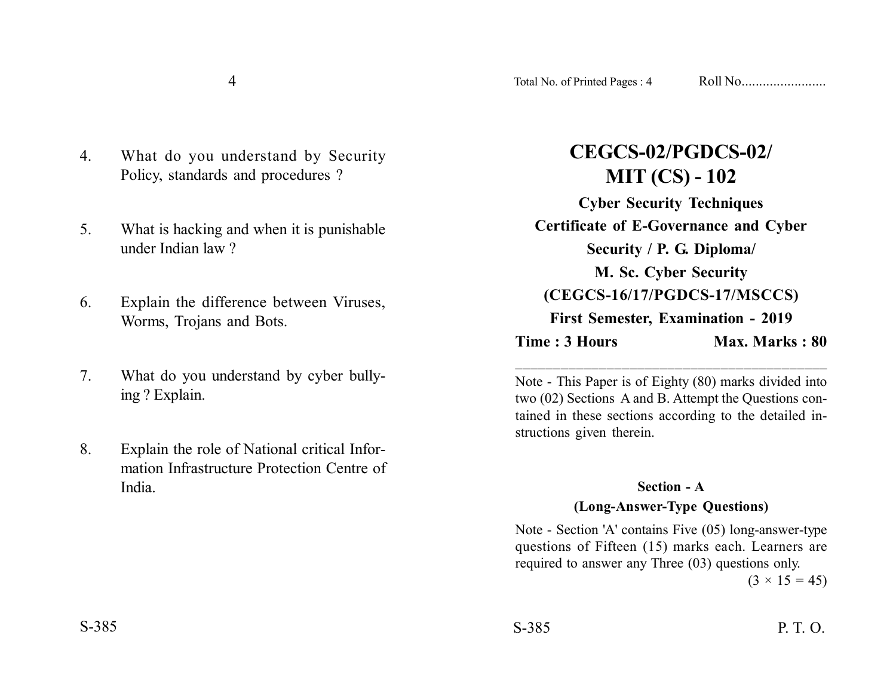4. What do you understand by Security Policy, standards and procedures ?

5. What is hacking and when it is punishable under Indian law ?

6. Explain the difference between Viruses, Worms, Trojans and Bots.

7. What do you understand by cyber bullying ? Explain.

8. Explain the role of National critical Information Infrastructure Protection Centre of India.

Total No. of Printed Pages : 4 Roll No.......................

# CEGCS-02/PGDCS-02/ MIT (CS) - 102

**Cyber Security Techniques**

**Certificate of E-Governance and Cyber Security / P. G. Diploma/ M. Sc. Cyber Security**

**(CEGCS-16/17/PGDCS-17/MSCCS)**

**First Semester, Examination - 2019**

**Time : 3 Hours** **Max. Marks : 80**

---

Note - This Paper is of Eighty (80) marks divided into two (02) Sections A and B. Attempt the Questions contained in these sections according to the detailed instructions given therein.

## Section - A

### (Long-Answer-Type Questions)

Note - Section 'A' contains Five (05) long-answer-type questions of Fifteen (15) marks each. Learners are required to answer any Three (03) questions only.

$(3 \times 15 = 45)$

S-385

P. T. O.